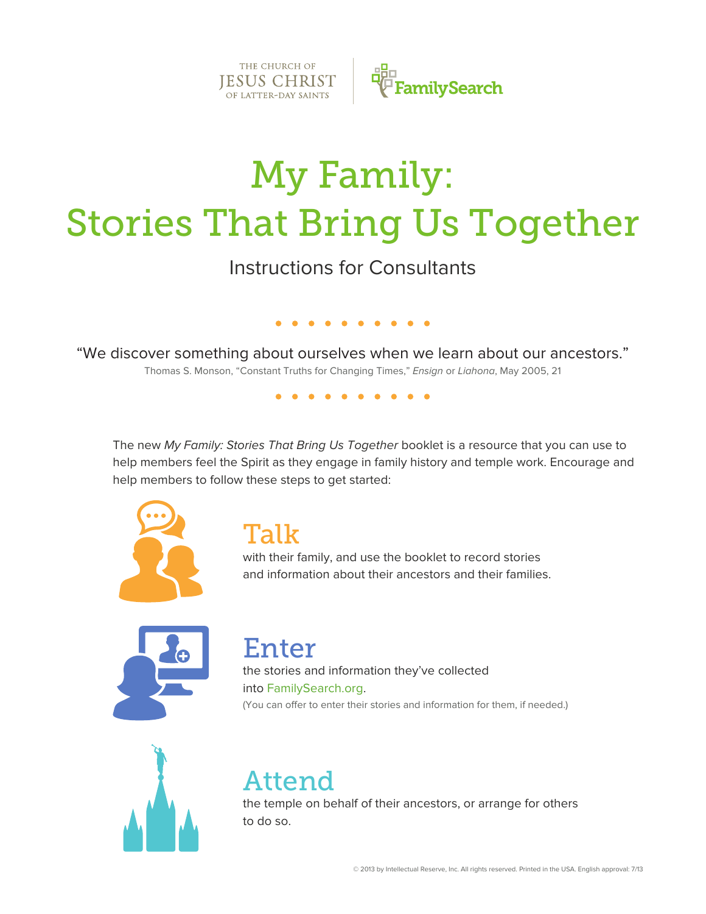THE CHURCH OF JESUS CHRIST OF LATTER-DAY SAINTS | FamilySearch

# My Family: Stories That Bring Us Together

## Instructions for Consultants

“We discover something about ourselves when we learn about our ancestors.”

Thomas S. Monson, “Constant Truths for Changing Times,” *Ensign* or *Liahona*, May 2005, 21

The new *My Family: Stories That Bring Us Together* booklet is a resource that you can use to help members feel the Spirit as they engage in family history and temple work. Encourage and help members to follow these steps to get started:

### Talk

with their family, and use the booklet to record stories and information about their ancestors and their families.

### Enter

the stories and information they’ve collected into FamilySearch.org.

(You can offer to enter their stories and information for them, if needed.)

### Attend

the temple on behalf of their ancestors, or arrange for others to do so.

© 2013 by Intellectual Reserve, Inc. All rights reserved. Printed in the USA. English approval: 7/13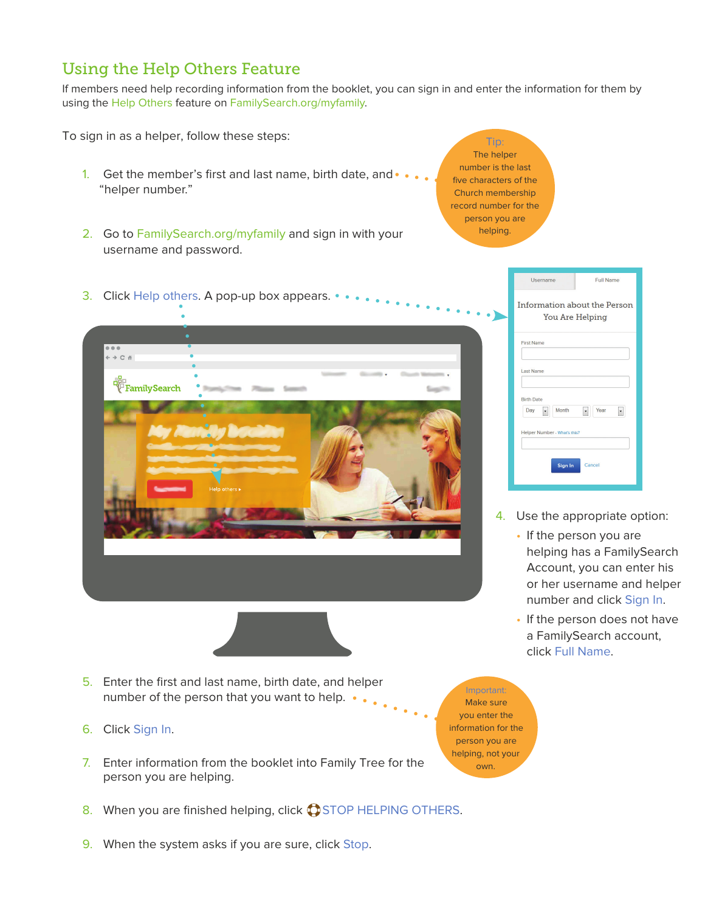## Using the Help Others Feature

If members need help recording information from the booklet, you can sign in and enter the information for them by using the Help Others feature on FamilySearch.org/myfamily.

To sign in as a helper, follow these steps:

1. Get the member's first and last name, birth date, and "helper number."
2. Go to FamilySearch.org/myfamily and sign in with your username and password.
3. Click Help others. A pop-up box appears.

**Tip:** The helper number is the last five characters of the Church membership record number for the person you are helping.

Username
Full Name
Information about the Person You Are Helping
First Name
Last Name
Birth Date
Day
Month
Year
Helper Number - What's this?
Sign In
Cancel

4. Use the appropriate option:
   - If the person you are helping has a FamilySearch Account, you can enter his or her username and helper number and click Sign In.
   - If the person does not have a FamilySearch account, click Full Name.
5. Enter the first and last name, birth date, and helper number of the person that you want to help.
6. Click Sign In.
7. Enter information from the booklet into Family Tree for the person you are helping.
8. When you are finished helping, click STOP HELPING OTHERS.
9. When the system asks if you are sure, click Stop.

**Important:** Make sure you enter the information for the person you are helping, not your own.